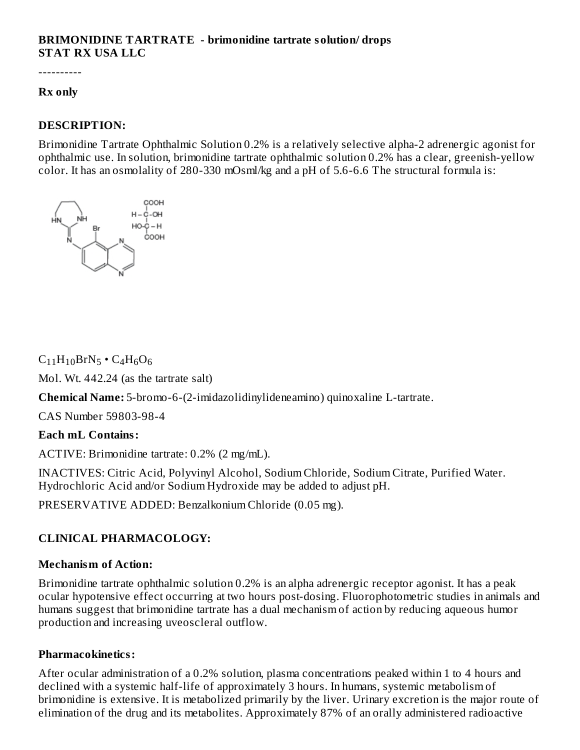**BRIMONIDINE TARTRATE - brimonidine tartrate solution/ drops**
**STAT RX USA LLC**

----------

**Rx only**

## DESCRIPTION:

Brimonidine Tartrate Ophthalmic Solution 0.2% is a relatively selective alpha-2 adrenergic agonist for ophthalmic use. In solution, brimonidine tartrate ophthalmic solution 0.2% has a clear, greenish-yellow color. It has an osmolality of 280-330 mOsml/kg and a pH of 5.6-6.6 The structural formula is:

$C_{11}H_{10}BrN_5 \bullet C_4H_6O_6$

Mol. Wt. 442.24 (as the tartrate salt)

**Chemical Name:** 5-bromo-6-(2-imidazolidinylideneamino) quinoxaline L-tartrate.

CAS Number 59803-98-4

**Each mL Contains:**

ACTIVE: Brimonidine tartrate: 0.2% (2 mg/mL).

INACTIVES: Citric Acid, Polyvinyl Alcohol, Sodium Chloride, Sodium Citrate, Purified Water. Hydrochloric Acid and/or Sodium Hydroxide may be added to adjust pH.

PRESERVATIVE ADDED: Benzalkonium Chloride (0.05 mg).

## CLINICAL PHARMACOLOGY:

### Mechanism of Action:

Brimonidine tartrate ophthalmic solution 0.2% is an alpha adrenergic receptor agonist. It has a peak ocular hypotensive effect occurring at two hours post-dosing. Fluorophotometric studies in animals and humans suggest that brimonidine tartrate has a dual mechanism of action by reducing aqueous humor production and increasing uveoscleral outflow.

### Pharmacokinetics:

After ocular administration of a 0.2% solution, plasma concentrations peaked within 1 to 4 hours and declined with a systemic half-life of approximately 3 hours. In humans, systemic metabolism of brimonidine is extensive. It is metabolized primarily by the liver. Urinary excretion is the major route of elimination of the drug and its metabolites. Approximately 87% of an orally administered radioactive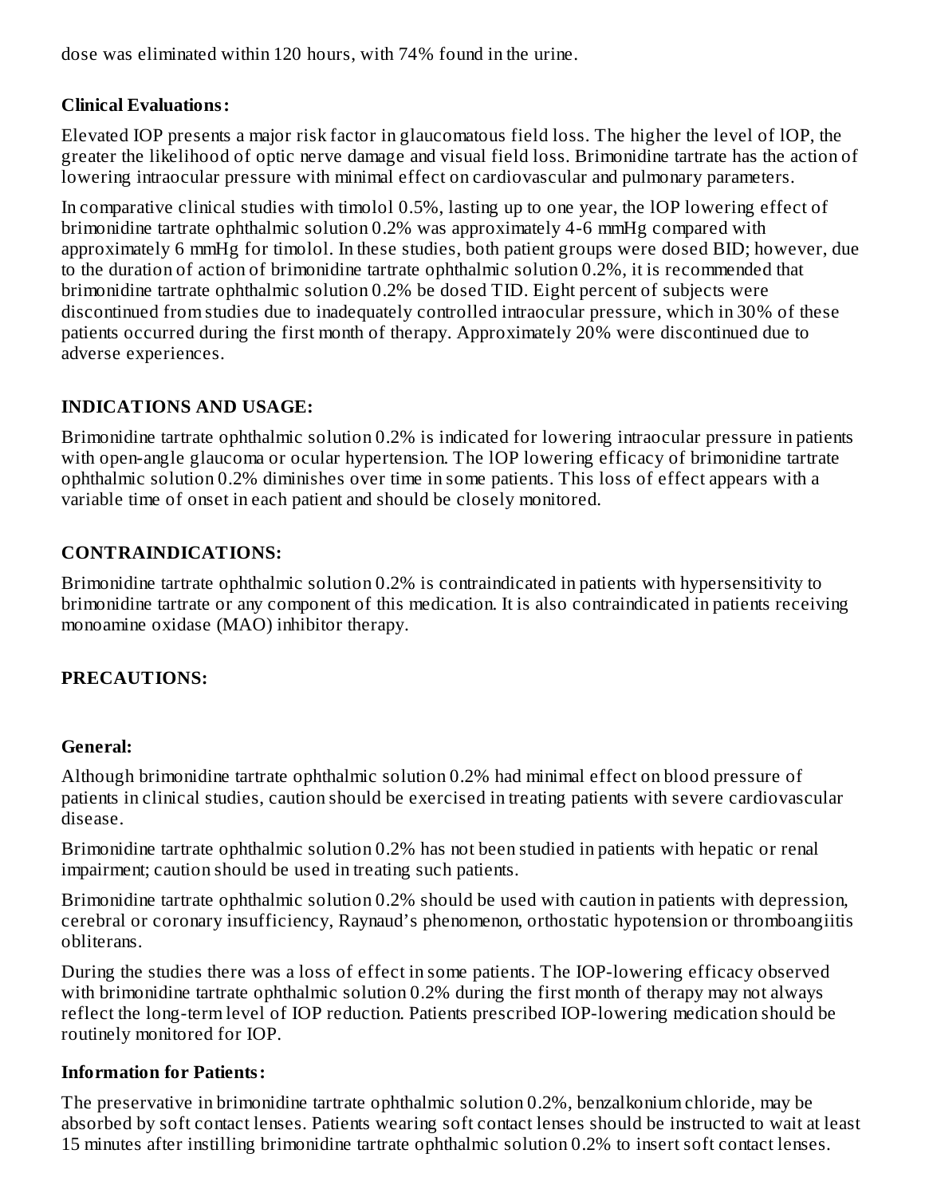dose was eliminated within 120 hours, with 74% found in the urine.

**Clinical Evaluations:**

Elevated IOP presents a major risk factor in glaucomatous field loss. The higher the level of lOP, the greater the likelihood of optic nerve damage and visual field loss. Brimonidine tartrate has the action of lowering intraocular pressure with minimal effect on cardiovascular and pulmonary parameters.

In comparative clinical studies with timolol 0.5%, lasting up to one year, the lOP lowering effect of brimonidine tartrate ophthalmic solution 0.2% was approximately 4-6 mmHg compared with approximately 6 mmHg for timolol. In these studies, both patient groups were dosed BID; however, due to the duration of action of brimonidine tartrate ophthalmic solution 0.2%, it is recommended that brimonidine tartrate ophthalmic solution 0.2% be dosed TID. Eight percent of subjects were discontinued from studies due to inadequately controlled intraocular pressure, which in 30% of these patients occurred during the first month of therapy. Approximately 20% were discontinued due to adverse experiences.

## INDICATIONS AND USAGE:

Brimonidine tartrate ophthalmic solution 0.2% is indicated for lowering intraocular pressure in patients with open-angle glaucoma or ocular hypertension. The lOP lowering efficacy of brimonidine tartrate ophthalmic solution 0.2% diminishes over time in some patients. This loss of effect appears with a variable time of onset in each patient and should be closely monitored.

## CONTRAINDICATIONS:

Brimonidine tartrate ophthalmic solution 0.2% is contraindicated in patients with hypersensitivity to brimonidine tartrate or any component of this medication. It is also contraindicated in patients receiving monoamine oxidase (MAO) inhibitor therapy.

## PRECAUTIONS:

**General:**

Although brimonidine tartrate ophthalmic solution 0.2% had minimal effect on blood pressure of patients in clinical studies, caution should be exercised in treating patients with severe cardiovascular disease.

Brimonidine tartrate ophthalmic solution 0.2% has not been studied in patients with hepatic or renal impairment; caution should be used in treating such patients.

Brimonidine tartrate ophthalmic solution 0.2% should be used with caution in patients with depression, cerebral or coronary insufficiency, Raynaud's phenomenon, orthostatic hypotension or thromboangiitis obliterans.

During the studies there was a loss of effect in some patients. The IOP-lowering efficacy observed with brimonidine tartrate ophthalmic solution 0.2% during the first month of therapy may not always reflect the long-term level of IOP reduction. Patients prescribed IOP-lowering medication should be routinely monitored for IOP.

**Information for Patients:**

The preservative in brimonidine tartrate ophthalmic solution 0.2%, benzalkonium chloride, may be absorbed by soft contact lenses. Patients wearing soft contact lenses should be instructed to wait at least 15 minutes after instilling brimonidine tartrate ophthalmic solution 0.2% to insert soft contact lenses.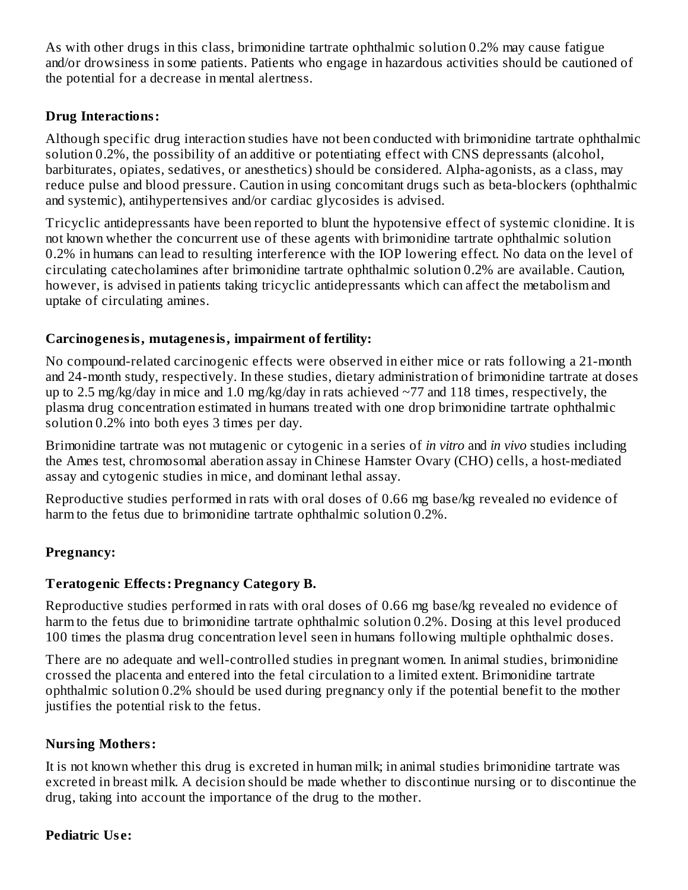As with other drugs in this class, brimonidine tartrate ophthalmic solution 0.2% may cause fatigue and/or drowsiness in some patients. Patients who engage in hazardous activities should be cautioned of the potential for a decrease in mental alertness.

**Drug Interactions:**

Although specific drug interaction studies have not been conducted with brimonidine tartrate ophthalmic solution 0.2%, the possibility of an additive or potentiating effect with CNS depressants (alcohol, barbiturates, opiates, sedatives, or anesthetics) should be considered. Alpha-agonists, as a class, may reduce pulse and blood pressure. Caution in using concomitant drugs such as beta-blockers (ophthalmic and systemic), antihypertensives and/or cardiac glycosides is advised.

Tricyclic antidepressants have been reported to blunt the hypotensive effect of systemic clonidine. It is not known whether the concurrent use of these agents with brimonidine tartrate ophthalmic solution 0.2% in humans can lead to resulting interference with the IOP lowering effect. No data on the level of circulating catecholamines after brimonidine tartrate ophthalmic solution 0.2% are available. Caution, however, is advised in patients taking tricyclic antidepressants which can affect the metabolism and uptake of circulating amines.

**Carcinogenesis, mutagenesis, impairment of fertility:**

No compound-related carcinogenic effects were observed in either mice or rats following a 21-month and 24-month study, respectively. In these studies, dietary administration of brimonidine tartrate at doses up to 2.5 mg/kg/day in mice and 1.0 mg/kg/day in rats achieved ~77 and 118 times, respectively, the plasma drug concentration estimated in humans treated with one drop brimonidine tartrate ophthalmic solution 0.2% into both eyes 3 times per day.

Brimonidine tartrate was not mutagenic or cytogenic in a series of *in vitro* and *in vivo* studies including the Ames test, chromosomal aberration assay in Chinese Hamster Ovary (CHO) cells, a host-mediated assay and cytogenic studies in mice, and dominant lethal assay.

Reproductive studies performed in rats with oral doses of 0.66 mg base/kg revealed no evidence of harm to the fetus due to brimonidine tartrate ophthalmic solution 0.2%.

**Pregnancy:**

**Teratogenic Effects: Pregnancy Category B.**

Reproductive studies performed in rats with oral doses of 0.66 mg base/kg revealed no evidence of harm to the fetus due to brimonidine tartrate ophthalmic solution 0.2%. Dosing at this level produced 100 times the plasma drug concentration level seen in humans following multiple ophthalmic doses.

There are no adequate and well-controlled studies in pregnant women. In animal studies, brimonidine crossed the placenta and entered into the fetal circulation to a limited extent. Brimonidine tartrate ophthalmic solution 0.2% should be used during pregnancy only if the potential benefit to the mother justifies the potential risk to the fetus.

**Nursing Mothers:**

It is not known whether this drug is excreted in human milk; in animal studies brimonidine tartrate was excreted in breast milk. A decision should be made whether to discontinue nursing or to discontinue the drug, taking into account the importance of the drug to the mother.

**Pediatric Use:**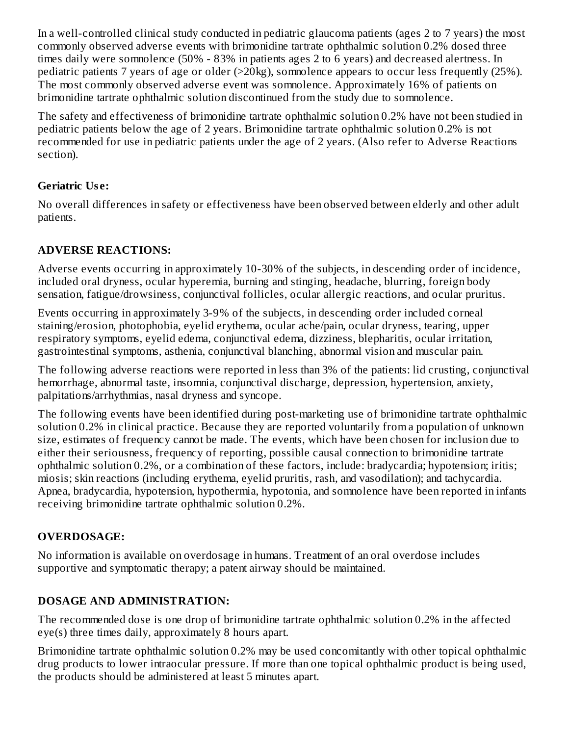In a well-controlled clinical study conducted in pediatric glaucoma patients (ages 2 to 7 years) the most commonly observed adverse events with brimonidine tartrate ophthalmic solution 0.2% dosed three times daily were somnolence (50% - 83% in patients ages 2 to 6 years) and decreased alertness. In pediatric patients 7 years of age or older (>20kg), somnolence appears to occur less frequently (25%). The most commonly observed adverse event was somnolence. Approximately 16% of patients on brimonidine tartrate ophthalmic solution discontinued from the study due to somnolence.

The safety and effectiveness of brimonidine tartrate ophthalmic solution 0.2% have not been studied in pediatric patients below the age of 2 years. Brimonidine tartrate ophthalmic solution 0.2% is not recommended for use in pediatric patients under the age of 2 years. (Also refer to Adverse Reactions section).

**Geriatric Use:**

No overall differences in safety or effectiveness have been observed between elderly and other adult patients.

## ADVERSE REACTIONS:

Adverse events occurring in approximately 10-30% of the subjects, in descending order of incidence, included oral dryness, ocular hyperemia, burning and stinging, headache, blurring, foreign body sensation, fatigue/drowsiness, conjunctival follicles, ocular allergic reactions, and ocular pruritus.

Events occurring in approximately 3-9% of the subjects, in descending order included corneal staining/erosion, photophobia, eyelid erythema, ocular ache/pain, ocular dryness, tearing, upper respiratory symptoms, eyelid edema, conjunctival edema, dizziness, blepharitis, ocular irritation, gastrointestinal symptoms, asthenia, conjunctival blanching, abnormal vision and muscular pain.

The following adverse reactions were reported in less than 3% of the patients: lid crusting, conjunctival hemorrhage, abnormal taste, insomnia, conjunctival discharge, depression, hypertension, anxiety, palpitations/arrhythmias, nasal dryness and syncope.

The following events have been identified during post-marketing use of brimonidine tartrate ophthalmic solution 0.2% in clinical practice. Because they are reported voluntarily from a population of unknown size, estimates of frequency cannot be made. The events, which have been chosen for inclusion due to either their seriousness, frequency of reporting, possible causal connection to brimonidine tartrate ophthalmic solution 0.2%, or a combination of these factors, include: bradycardia; hypotension; iritis; miosis; skin reactions (including erythema, eyelid pruritis, rash, and vasodilation); and tachycardia. Apnea, bradycardia, hypotension, hypothermia, hypotonia, and somnolence have been reported in infants receiving brimonidine tartrate ophthalmic solution 0.2%.

## OVERDOSAGE:

No information is available on overdosage in humans. Treatment of an oral overdose includes supportive and symptomatic therapy; a patent airway should be maintained.

## DOSAGE AND ADMINISTRATION:

The recommended dose is one drop of brimonidine tartrate ophthalmic solution 0.2% in the affected eye(s) three times daily, approximately 8 hours apart.

Brimonidine tartrate ophthalmic solution 0.2% may be used concomitantly with other topical ophthalmic drug products to lower intraocular pressure. If more than one topical ophthalmic product is being used, the products should be administered at least 5 minutes apart.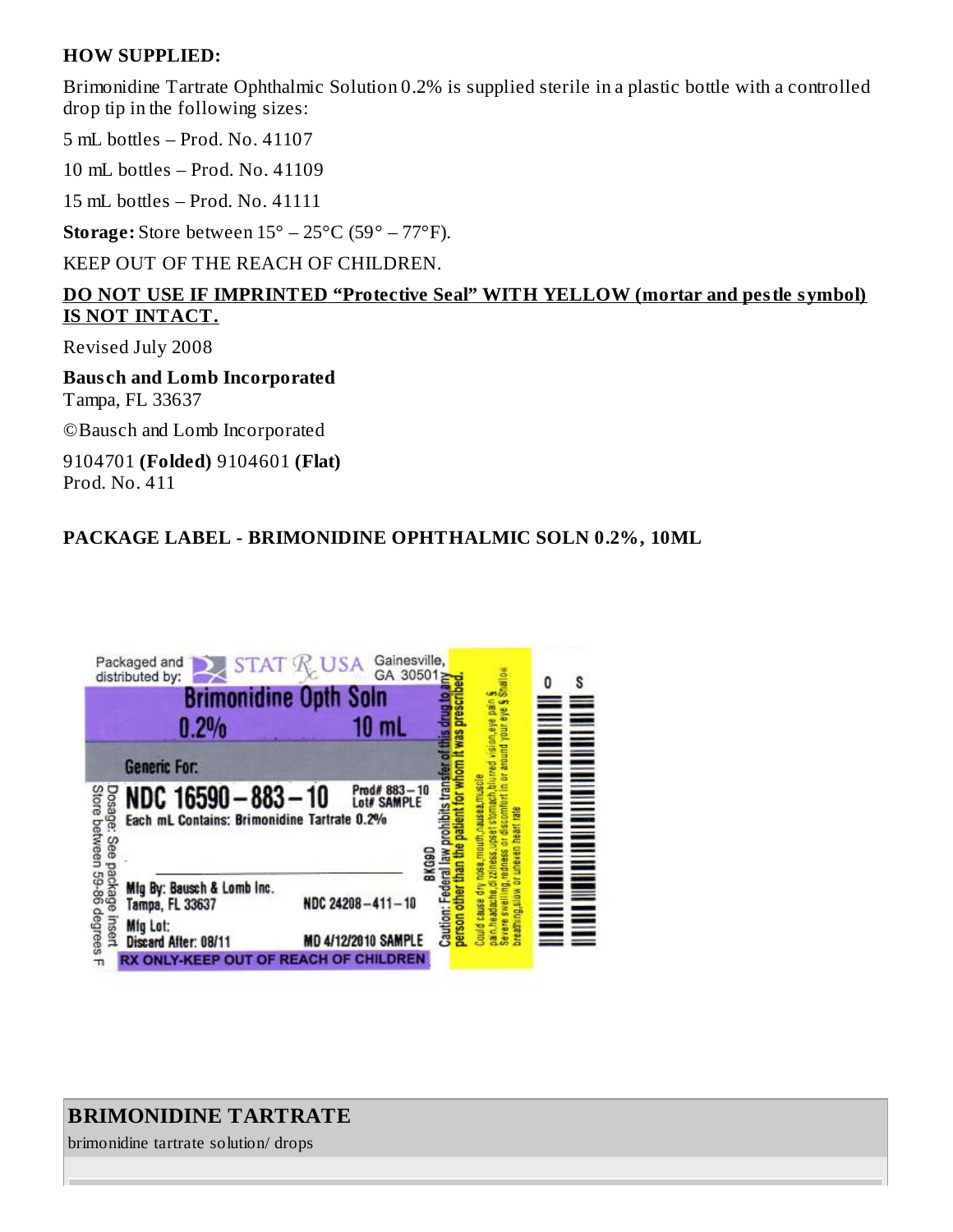**HOW SUPPLIED:**

Brimonidine Tartrate Ophthalmic Solution 0.2% is supplied sterile in a plastic bottle with a controlled drop tip in the following sizes:

5 mL bottles – Prod. No. 41107

10 mL bottles – Prod. No. 41109

15 mL bottles – Prod. No. 41111

**Storage:** Store between 15° – 25°C (59° – 77°F).

KEEP OUT OF THE REACH OF CHILDREN.

**DO NOT USE IF IMPRINTED "Protective Seal" WITH YELLOW (mortar and pestle symbol) IS NOT INTACT.**

Revised July 2008

**Bausch and Lomb Incorporated**
Tampa, FL 33637

©Bausch and Lomb Incorporated

9104701 **(Folded)** 9104601 **(Flat)**
Prod. No. 411

**PACKAGE LABEL - BRIMONIDINE OPHTHALMIC SOLN 0.2%, 10ML**

Packaged and distributed by: STAT Rx USA Gainesville, GA 30501

Brimonidine Opth Soln
0.2% 10 mL

Generic For:

NDC 16590–883–10 Prod# 883–10 Lot# SAMPLE

Each mL Contains: Brimonidine Tartrate 0.2%

Dosage: See package insert
Store between 59-86 degrees F

BKG9D

Mfg By: Bausch & Lomb Inc.
Tampa, FL 33637 NDC 24208–411–10

Mfg Lot:
Discard After: 08/11 MD 4/12/2010 SAMPLE

RX ONLY-KEEP OUT OF REACH OF CHILDREN

Caution: Federal law prohibits transfer of this drug to any person other than the patient for whom it was prescribed.

Could cause dry nose, mouth, nausea, muscle pain, headache, dizziness, upset stomach, blurred vision, eye pain & Severe swelling, redness or discomfort in or around your eye & Shallow breathing, slow or uneven heart rate

## BRIMONIDINE TARTRATE

brimonidine tartrate solution/ drops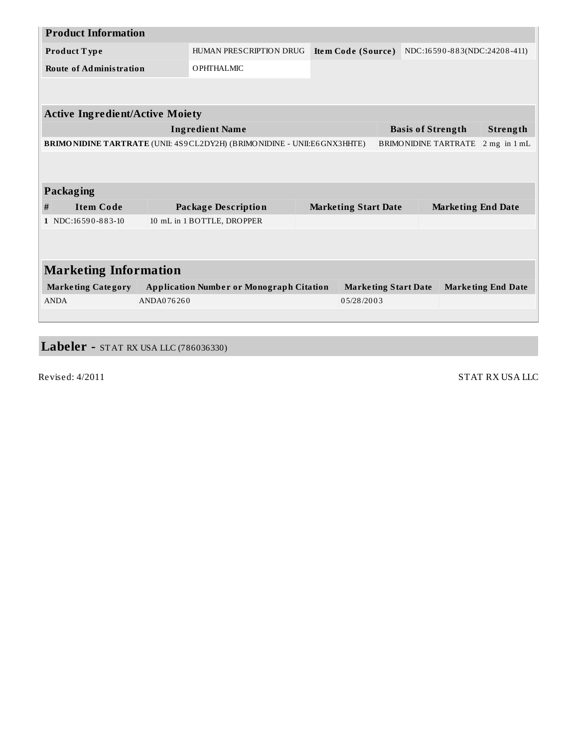| Product Information | | | |
| --- | --- | --- | --- |
| **Product Type** | HUMAN PRESCRIPTION DRUG | **Item Code (Source)** | NDC:16590-883(NDC:24208-411) |
| **Route of Administration** | OPHTHALMIC | | |

| Active Ingredient/Active Moiety | | |
| --- | --- | --- |
| **Ingredient Name** | **Basis of Strength** | **Strength** |
| **BRIMONIDINE TARTRATE** (UNII: 4S9CL2DY2H) (BRIMONIDINE - UNII:E6GNX3HHTE) | BRIMONIDINE TARTRATE | 2 mg in 1 mL |

| Packaging | | | | |
| --- | --- | --- | --- | --- |
| **#** | **Item Code** | **Package Description** | **Marketing Start Date** | **Marketing End Date** |
| 1 | NDC:16590-883-10 | 10 mL in 1 BOTTLE, DROPPER | | |

| Marketing Information | | | |
| --- | --- | --- | --- |
| **Marketing Category** | **Application Number or Monograph Citation** | **Marketing Start Date** | **Marketing End Date** |
| ANDA | ANDA076260 | 05/28/2003 | |

## Labeler - STAT RX USA LLC (786036330)

Revised: 4/2011

STAT RX USA LLC